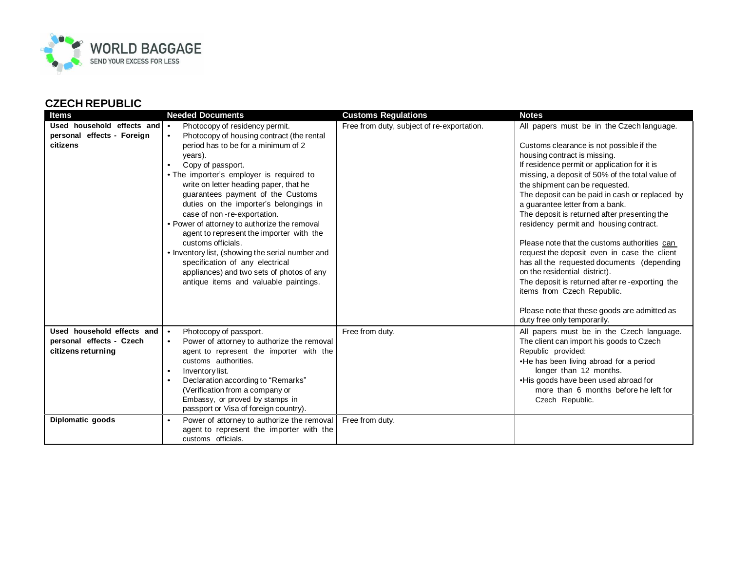## CZECH REPUBLIC

| Items | Needed Documents | Customs Regulations | Notes |
|---|---|---|---|
| **Used household effects and personal effects - Foreign citizens** | • Photocopy of residency permit.<br>• Photocopy of housing contract (the rental period has to be for a minimum of 2 years).<br>• Copy of passport.<br>• The importer's employer is required to write on letter heading paper, that he guarantees payment of the Customs duties on the importer's belongings in case of non -re-exportation.<br>• Power of attorney to authorize the removal agent to represent the importer with the customs officials.<br>• Inventory list, (showing the serial number and specification of any electrical appliances) and two sets of photos of any antique items and valuable paintings. | Free from duty, subject of re-exportation. | All papers must be in the Czech language.<br><br>Customs clearance is not possible if the housing contract is missing.<br>If residence permit or application for it is missing, a deposit of 50% of the total value of the shipment can be requested.<br>The deposit can be paid in cash or replaced by a guarantee letter from a bank.<br>The deposit is returned after presenting the residency permit and housing contract.<br><br>Please note that the customs authorities can request the deposit even in case the client has all the requested documents (depending on the residential district).<br>The deposit is returned after re -exporting the items from Czech Republic.<br><br>Please note that these goods are admitted as duty free only temporarily. |
| **Used household effects and personal effects - Czech citizens returning** | • Photocopy of passport.<br>• Power of attorney to authorize the removal agent to represent the importer with the customs authorities.<br>• Inventory list.<br>• Declaration according to "Remarks" (Verification from a company or Embassy, or proved by stamps in passport or Visa of foreign country). | Free from duty. | All papers must be in the Czech language.<br>The client can import his goods to Czech Republic provided:<br>•He has been living abroad for a period longer than 12 months.<br>•His goods have been used abroad for more than 6 months before he left for Czech Republic. |
| **Diplomatic goods** | • Power of attorney to authorize the removal agent to represent the importer with the customs officials. | Free from duty. | |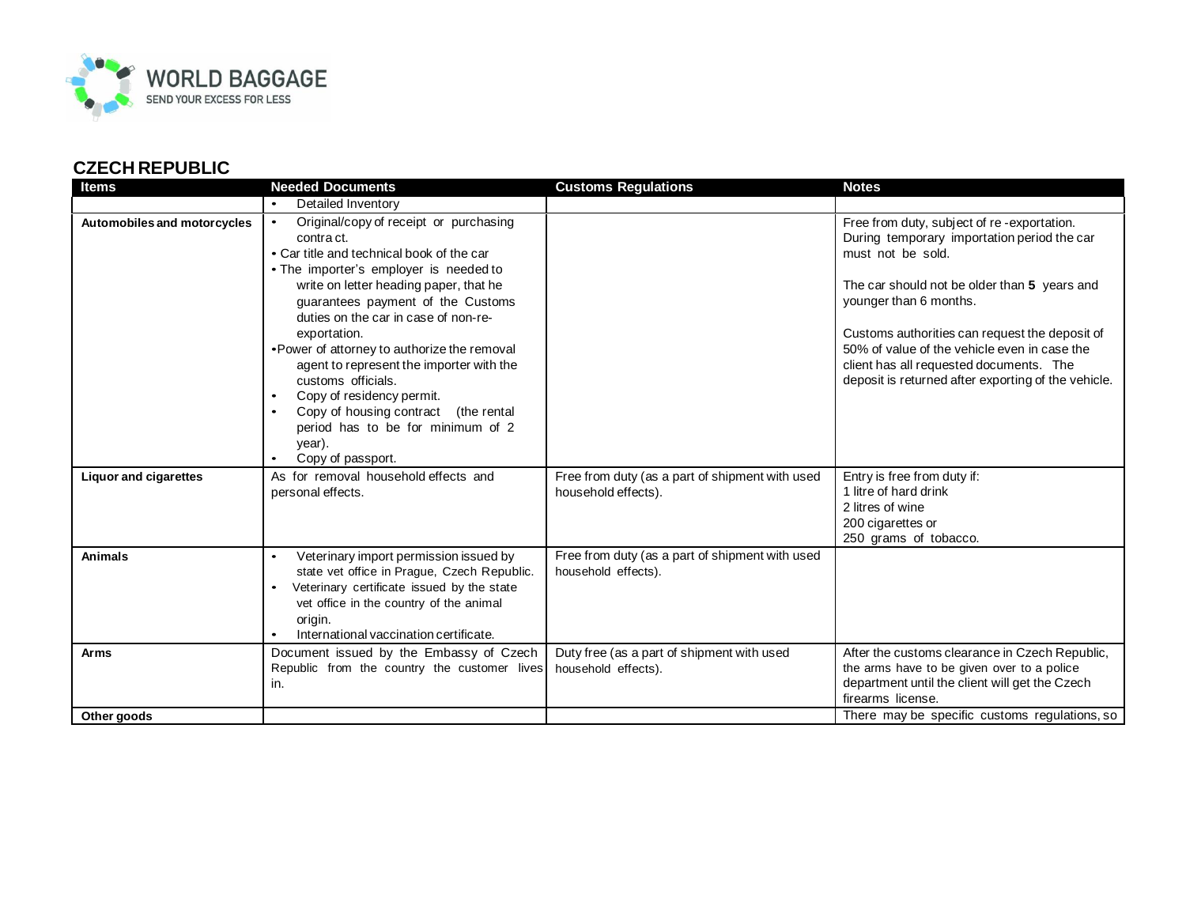## CZECH REPUBLIC

| Items | Needed Documents | Customs Regulations | Notes |
|---|---|---|---|
| | • Detailed Inventory | | |
| **Automobiles and motorcycles** | • Original/copy of receipt or purchasing contra ct.<br>• Car title and technical book of the car<br>• The importer's employer is needed to write on letter heading paper, that he guarantees payment of the Customs duties on the car in case of non-re-exportation.<br>•Power of attorney to authorize the removal agent to represent the importer with the customs officials.<br>• Copy of residency permit.<br>• Copy of housing contract (the rental period has to be for minimum of 2 year).<br>• Copy of passport. | | Free from duty, subject of re -exportation. During temporary importation period the car must not be sold.<br><br>The car should not be older than **5** years and younger than 6 months.<br><br>Customs authorities can request the deposit of 50% of value of the vehicle even in case the client has all requested documents. The deposit is returned after exporting of the vehicle. |
| **Liquor and cigarettes** | As for removal household effects and personal effects. | Free from duty (as a part of shipment with used household effects). | Entry is free from duty if:<br>1 litre of hard drink<br>2 litres of wine<br>200 cigarettes or<br>250 grams of tobacco. |
| **Animals** | • Veterinary import permission issued by state vet office in Prague, Czech Republic.<br>• Veterinary certificate issued by the state vet office in the country of the animal origin.<br>• International vaccination certificate. | Free from duty (as a part of shipment with used household effects). | |
| **Arms** | Document issued by the Embassy of Czech Republic from the country the customer lives in. | Duty free (as a part of shipment with used household effects). | After the customs clearance in Czech Republic, the arms have to be given over to a police department until the client will get the Czech firearms license. |
| **Other goods** | | | There may be specific customs regulations, so |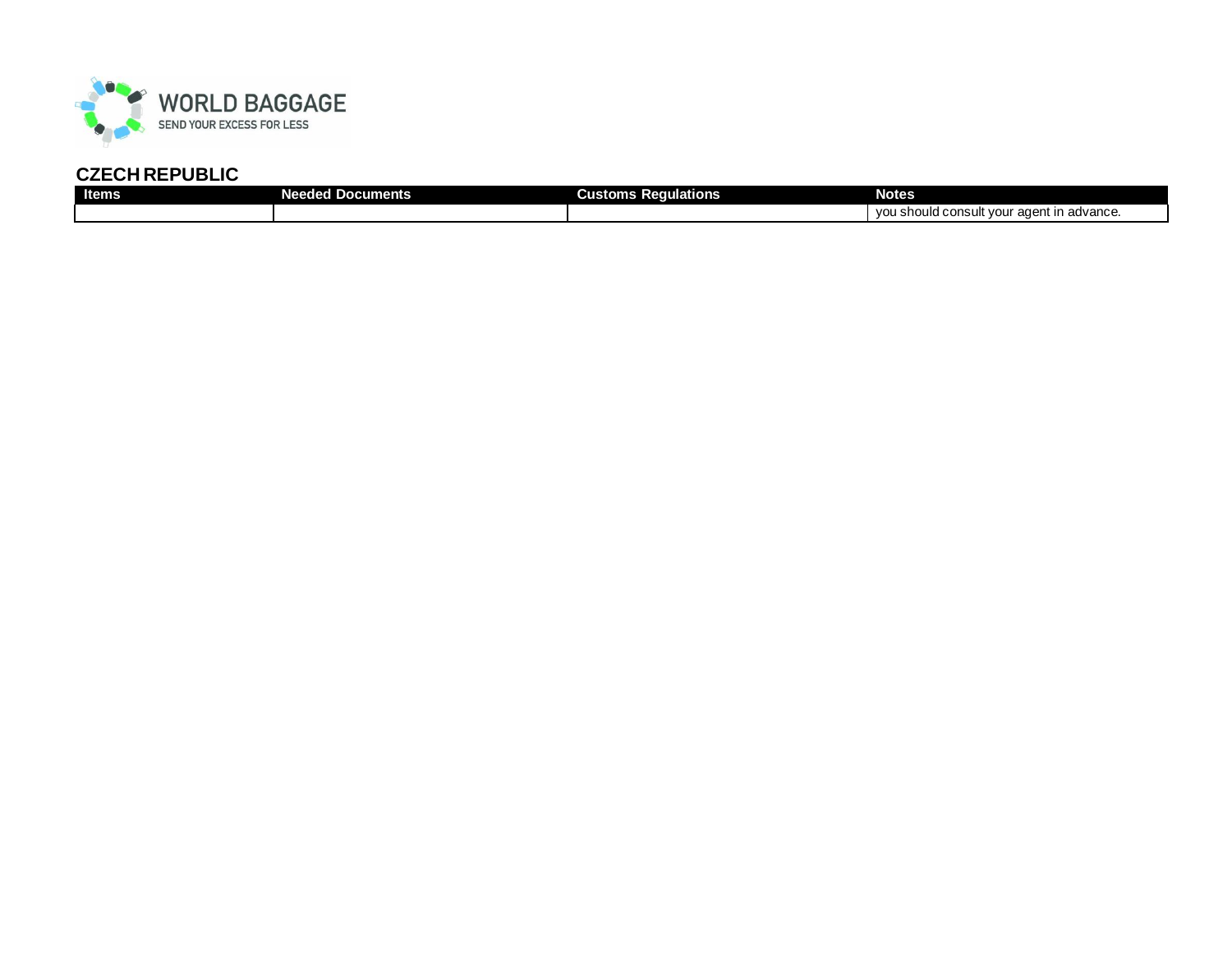## CZECH REPUBLIC

| Items | Needed Documents | Customs Regulations | Notes |
|---|---|---|---|
| | | | you should consult your agent in advance. |